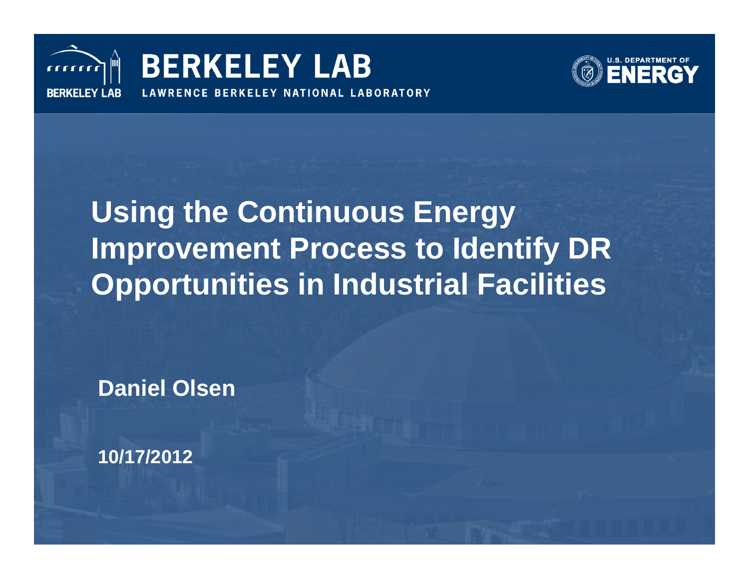BERKELEY LAB

LAWRENCE BERKELEY NATIONAL LABORATORY

U.S. DEPARTMENT OF ENERGY

# Using the Continuous Energy Improvement Process to Identify DR Opportunities in Industrial Facilities

**Daniel Olsen**

**10/17/2012**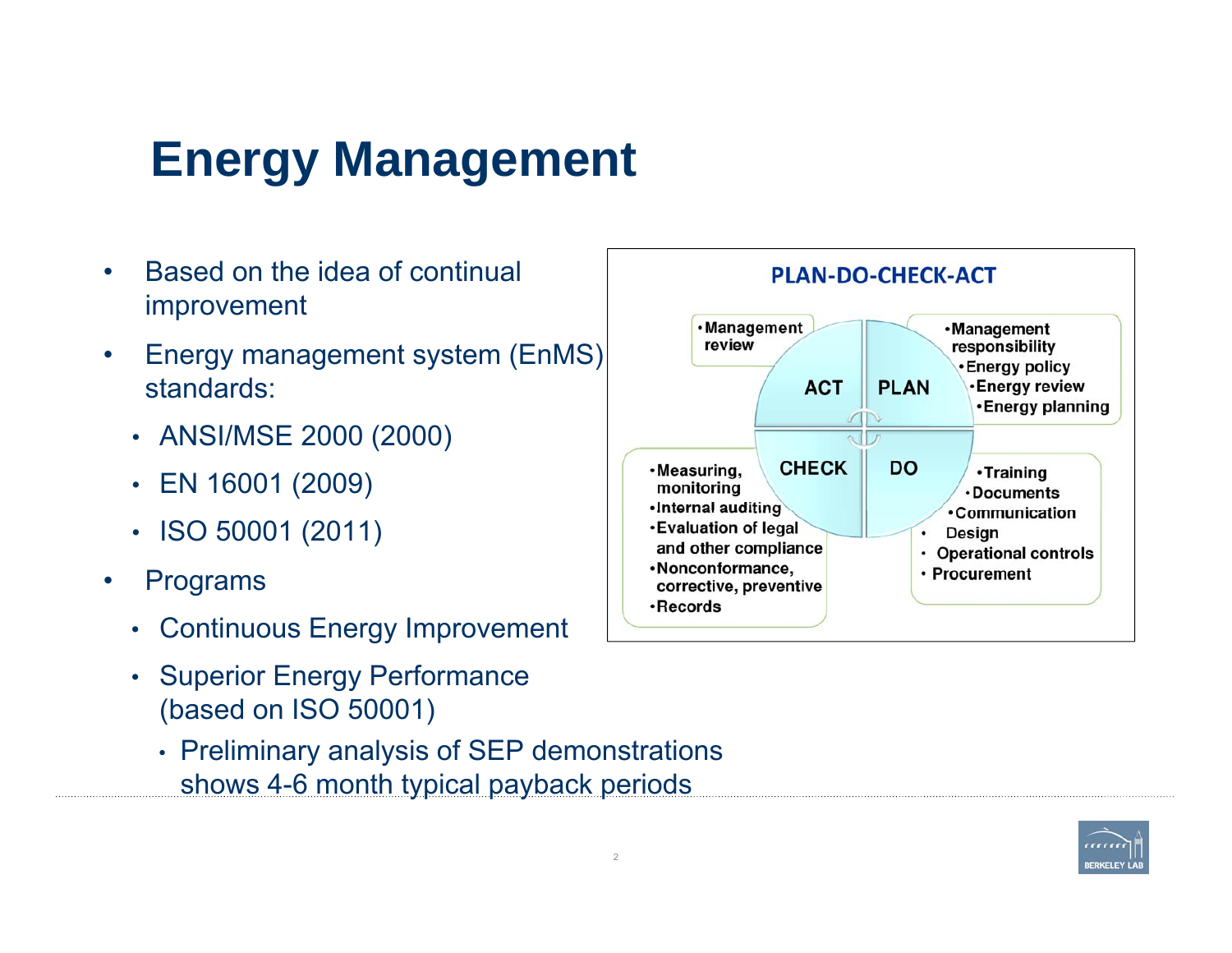# Energy Management

- Based on the idea of continual improvement
- Energy management system (EnMS) standards:
  - ANSI/MSE 2000 (2000)
  - EN 16001 (2009)
  - ISO 50001 (2011)
- Programs
  - Continuous Energy Improvement
  - Superior Energy Performance (based on ISO 50001)
    - Preliminary analysis of SEP demonstrations shows 4-6 month typical payback periods

PLAN-DO-CHECK-ACT

ACT
- Management review

PLAN
- Management responsibility
- Energy policy
- Energy review
- Energy planning

CHECK
- Measuring, monitoring
- Internal auditing
- Evaluation of legal and other compliance
- Nonconformance, corrective, preventive
- Records

DO
- Training
- Documents
- Communication
- Design
- Operational controls
- Procurement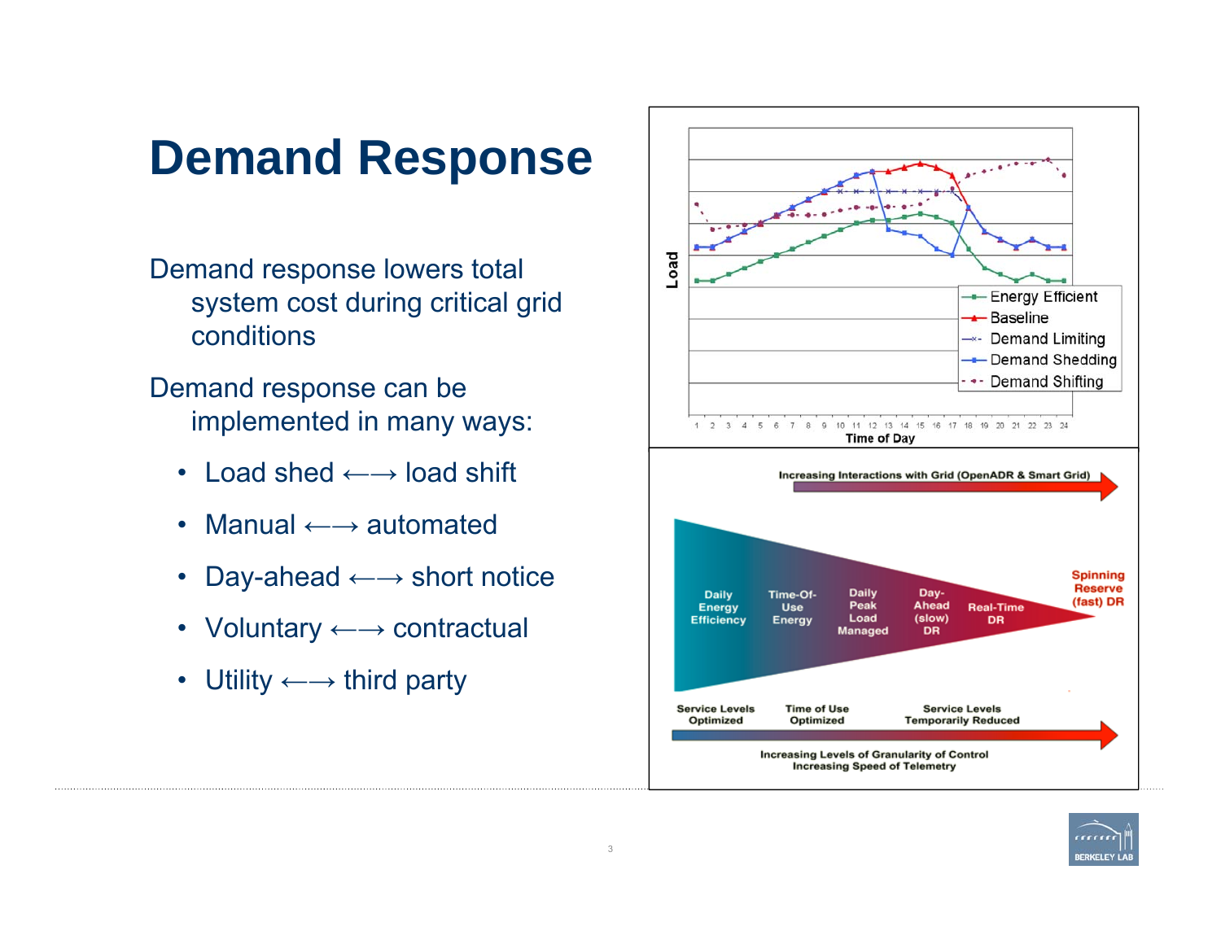# Demand Response

Demand response lowers total system cost during critical grid conditions

Demand response can be implemented in many ways:

- Load shed ←→ load shift
- Manual ←→ automated
- Day-ahead ←→ short notice
- Voluntary ←→ contractual
- Utility ←→ third party

Load

Time of Day

1 2 3 4 5 6 7 8 9 10 11 12 13 14 15 16 17 18 19 20 21 22 23 24

Energy Efficient
Baseline
Demand Limiting
Demand Shedding
Demand Shifting

Increasing Interactions with Grid (OpenADR & Smart Grid)

Daily Energy Efficiency

Time-Of-Use Energy

Daily Peak Load Managed

Day-Ahead (slow) DR

Real-Time DR

Spinning Reserve (fast) DR

Service Levels Optimized

Time of Use Optimized

Service Levels Temporarily Reduced

Increasing Levels of Granularity of Control
Increasing Speed of Telemetry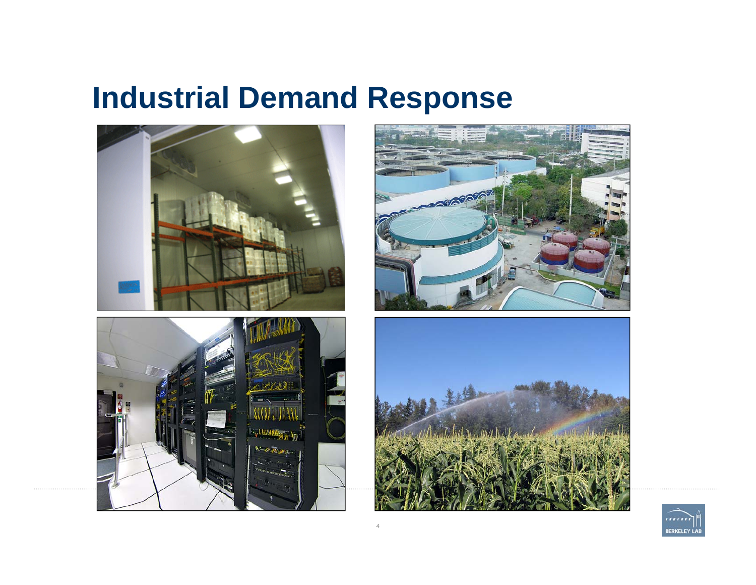# Industrial Demand Response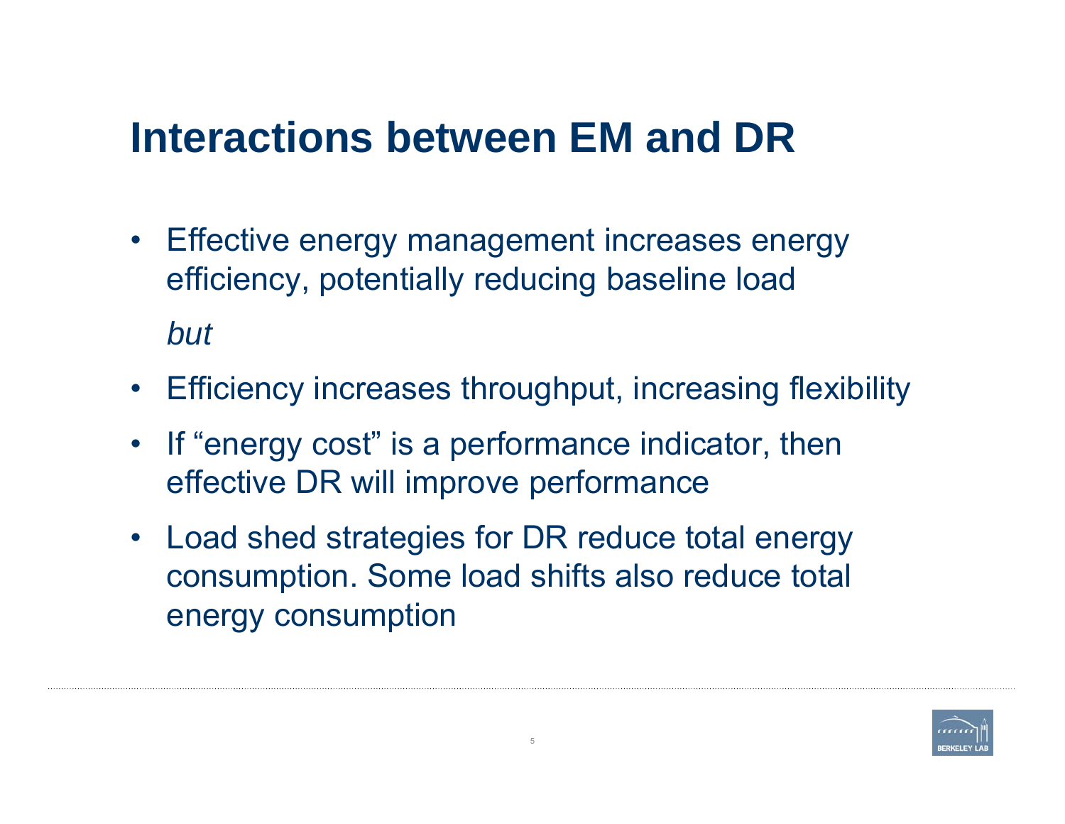# Interactions between EM and DR

- Effective energy management increases energy efficiency, potentially reducing baseline load

  *but*

- Efficiency increases throughput, increasing flexibility
- If “energy cost” is a performance indicator, then effective DR will improve performance
- Load shed strategies for DR reduce total energy consumption. Some load shifts also reduce total energy consumption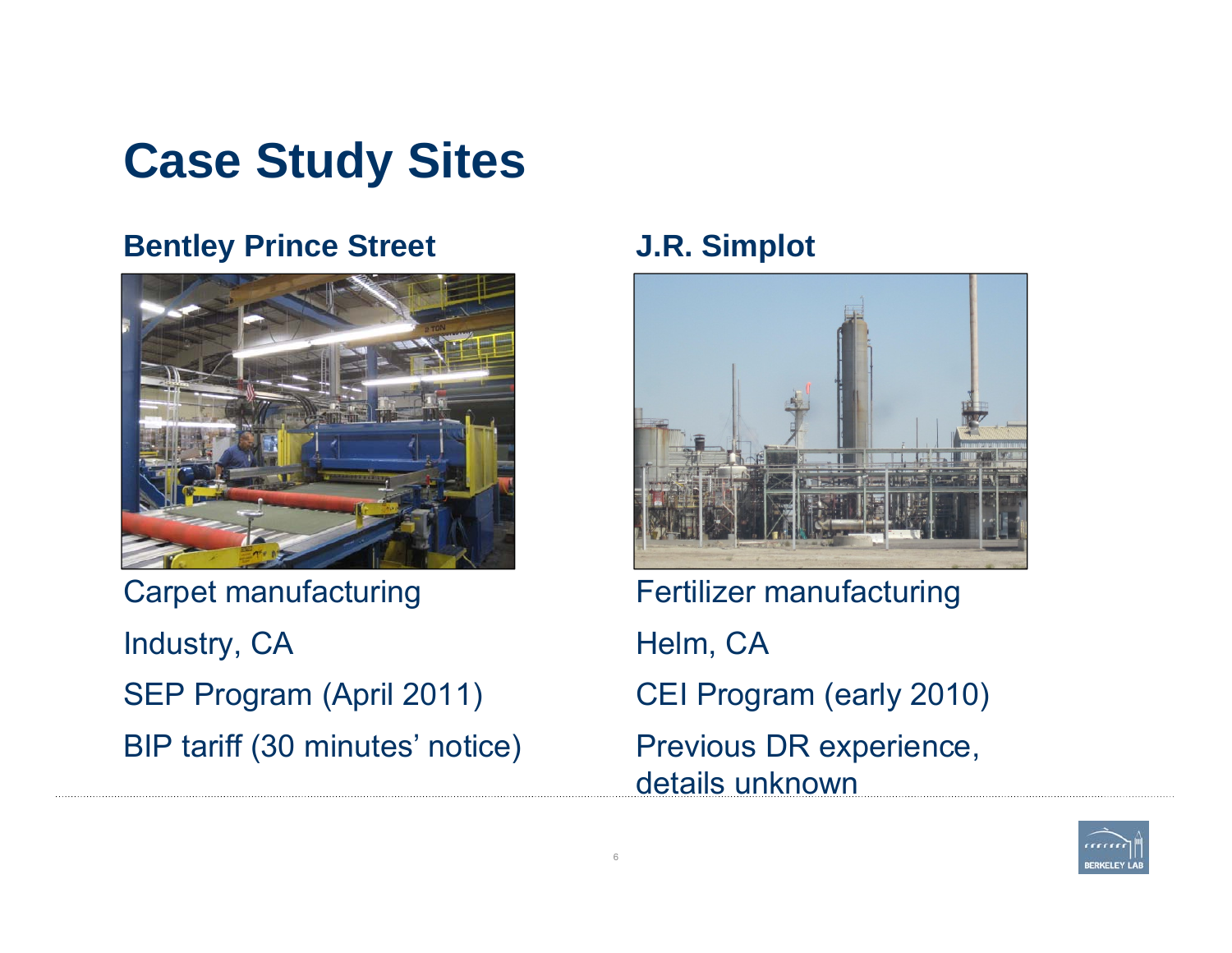# Case Study Sites

## Bentley Prince Street

Carpet manufacturing

Industry, CA

SEP Program (April 2011)

BIP tariff (30 minutes' notice)

## J.R. Simplot

Fertilizer manufacturing

Helm, CA

CEI Program (early 2010)

Previous DR experience, details unknown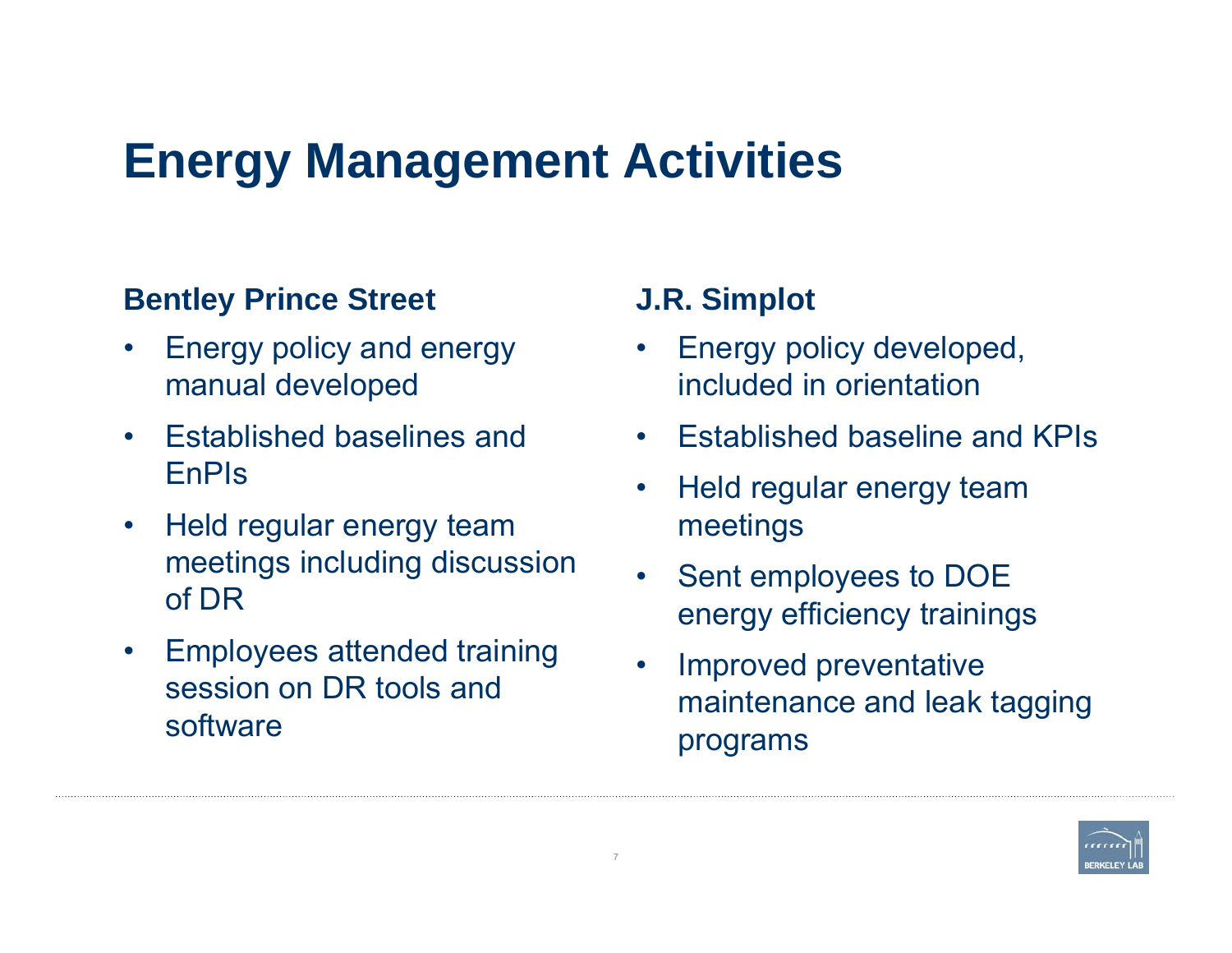# Energy Management Activities

### Bentley Prince Street

- Energy policy and energy manual developed
- Established baselines and EnPIs
- Held regular energy team meetings including discussion of DR
- Employees attended training session on DR tools and software

### J.R. Simplot

- Energy policy developed, included in orientation
- Established baseline and KPIs
- Held regular energy team meetings
- Sent employees to DOE energy efficiency trainings
- Improved preventative maintenance and leak tagging programs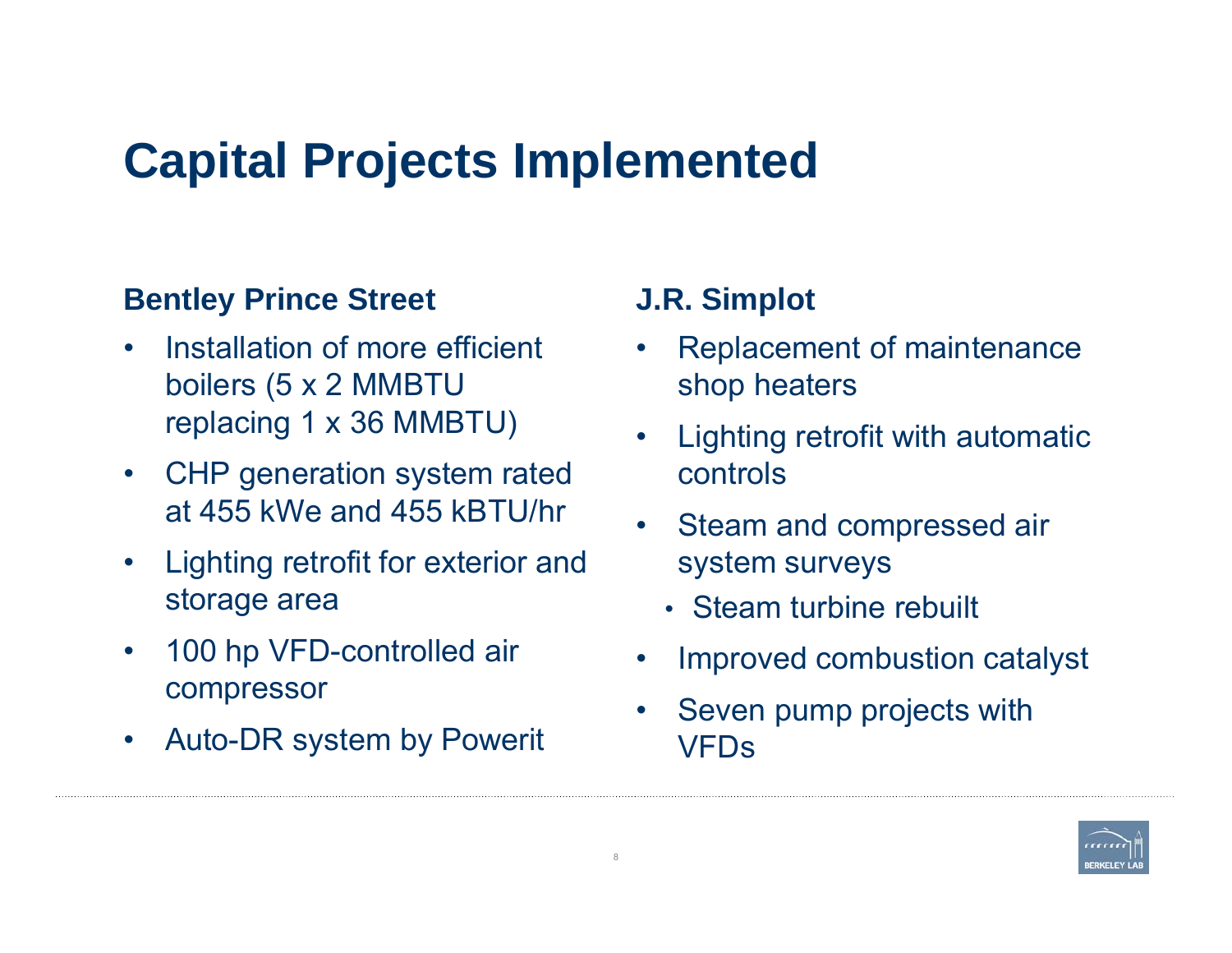# Capital Projects Implemented

### Bentley Prince Street

- Installation of more efficient boilers (5 x 2 MMBTU replacing 1 x 36 MMBTU)
- CHP generation system rated at 455 kWe and 455 kBTU/hr
- Lighting retrofit for exterior and storage area
- 100 hp VFD-controlled air compressor
- Auto-DR system by Powerit

### J.R. Simplot

- Replacement of maintenance shop heaters
- Lighting retrofit with automatic controls
- Steam and compressed air system surveys
  - Steam turbine rebuilt
- Improved combustion catalyst
- Seven pump projects with VFDs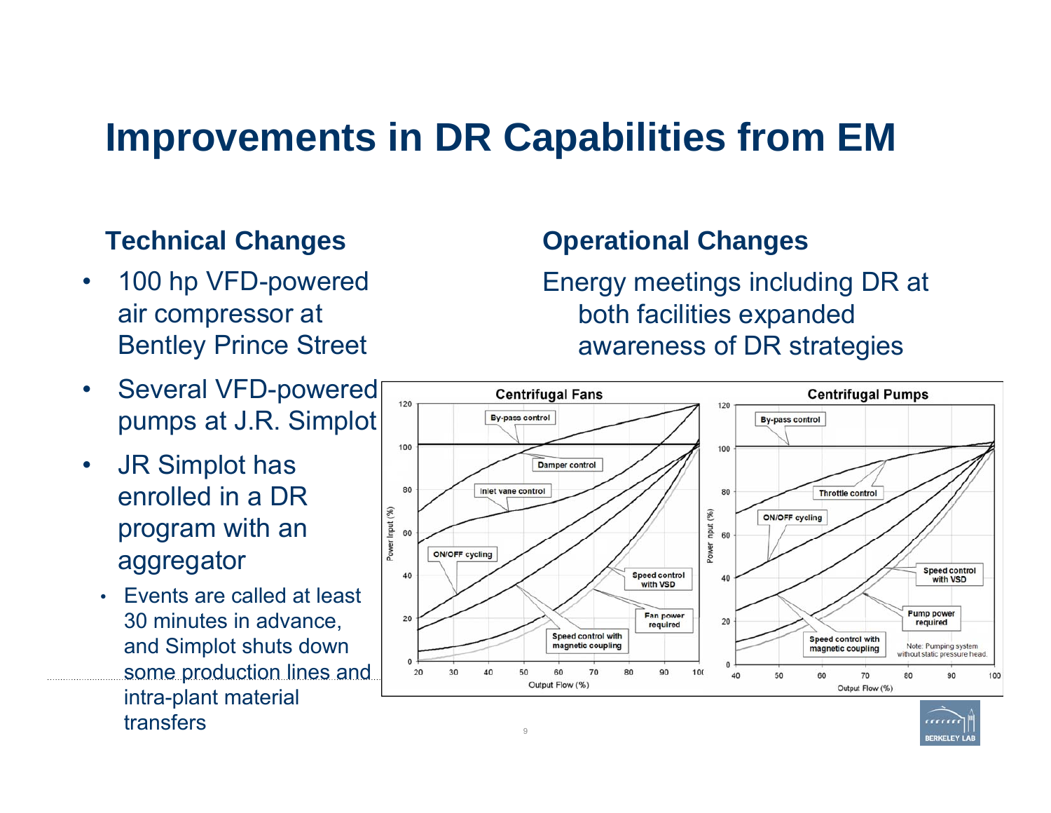# Improvements in DR Capabilities from EM

### Technical Changes

- 100 hp VFD-powered air compressor at Bentley Prince Street
- Several VFD-powered pumps at J.R. Simplot
- JR Simplot has enrolled in a DR program with an aggregator
  - Events are called at least 30 minutes in advance, and Simplot shuts down some production lines and intra-plant material transfers

### Operational Changes

Energy meetings including DR at both facilities expanded awareness of DR strategies

Centrifugal Fans

Power Input (%)

120
100
80
60
40
20
0

Output Flow (%)

20
30
40
50
60
70
80
90
100

By-pass control
Damper control
Inlet vane control
ON/OFF cycling
Speed control with VSD
Fan power required
Speed control with magnetic coupling

Centrifugal Pumps

Power Input (%)

120
100
80
60
40
20
0

Output Flow (%)

40
50
60
70
80
90
100

By-pass control
Throttle control
ON/OFF cycling
Speed control with VSD
Pump power required
Speed control with magnetic coupling

Note: Pumping system without static pressure head.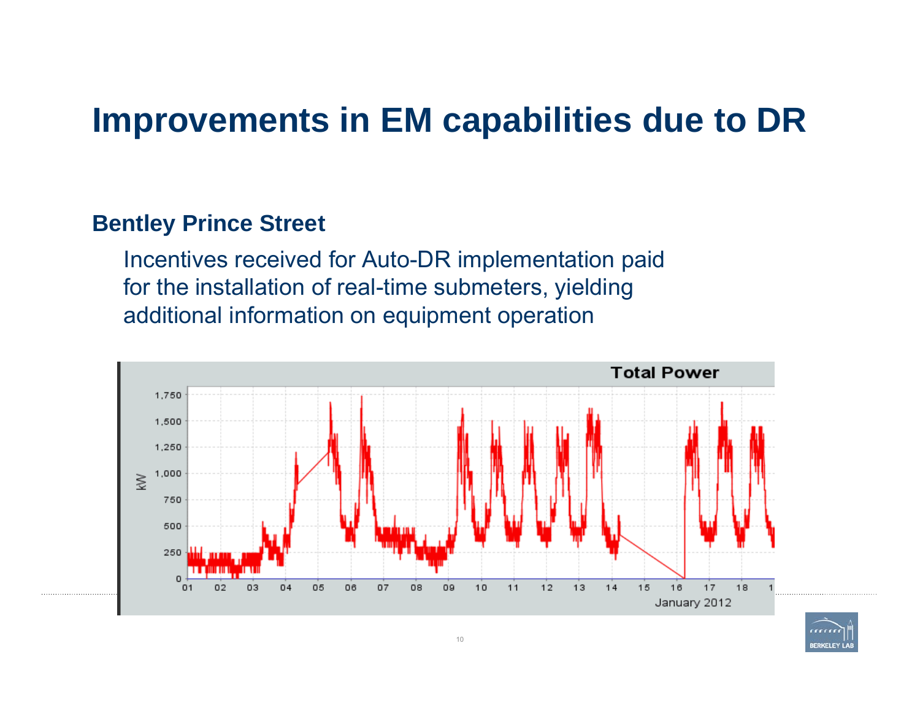# Improvements in EM capabilities due to DR

## Bentley Prince Street

Incentives received for Auto-DR implementation paid for the installation of real-time submeters, yielding additional information on equipment operation

Total Power

kW

1,750
1,500
1,250
1,000
750
500
250
0

01 02 03 04 05 06 07 08 09 10 11 12 13 14 15 16 17 18 1

January 2012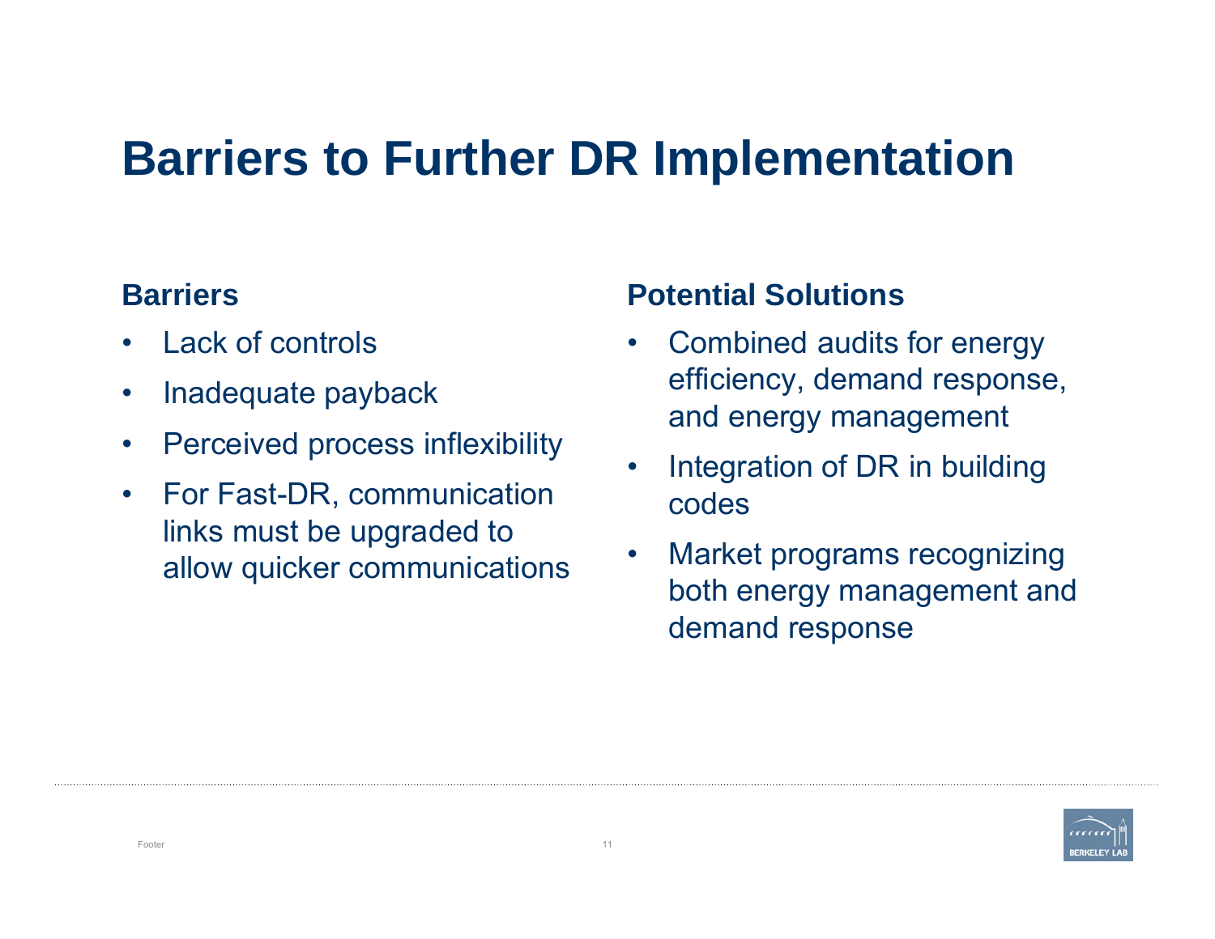# Barriers to Further DR Implementation

### Barriers

- Lack of controls
- Inadequate payback
- Perceived process inflexibility
- For Fast-DR, communication links must be upgraded to allow quicker communications

### Potential Solutions

- Combined audits for energy efficiency, demand response, and energy management
- Integration of DR in building codes
- Market programs recognizing both energy management and demand response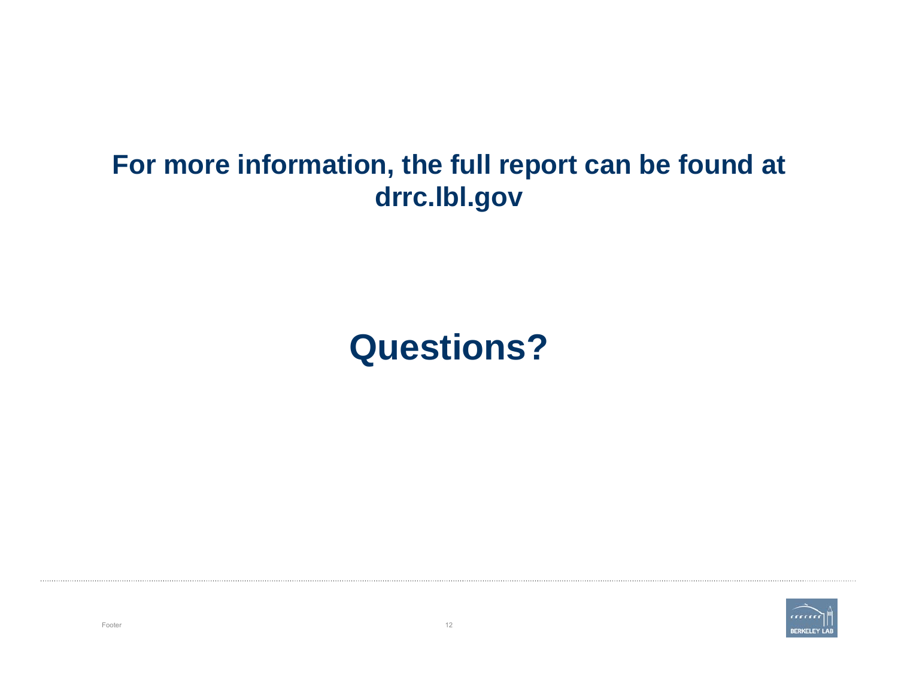**For more information, the full report can be found at drrc.lbl.gov**

# Questions?